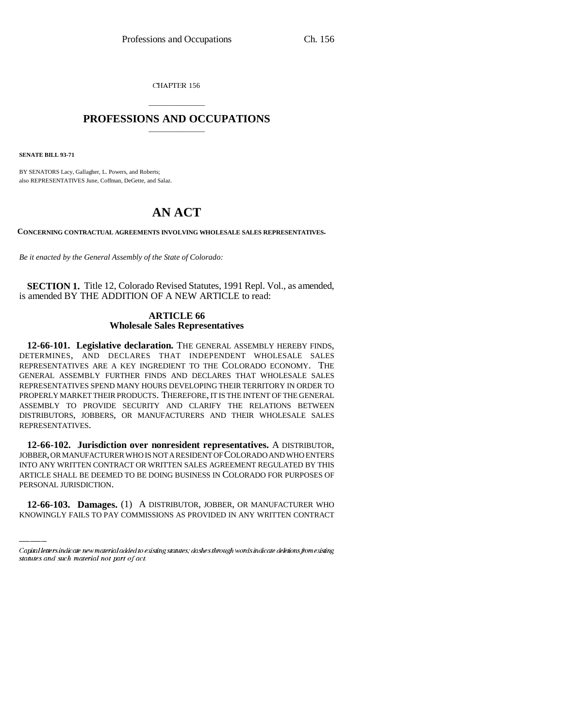CHAPTER 156

# PROFESSIONS AND OCCUPATIONS

**SENATE BILL 93-71**

BY SENATORS Lacy, Gallagher, L. Powers, and Roberts;
also REPRESENTATIVES June, Coffman, DeGette, and Salaz.

# AN ACT

**CONCERNING CONTRACTUAL AGREEMENTS INVOLVING WHOLESALE SALES REPRESENTATIVES.**

*Be it enacted by the General Assembly of the State of Colorado:*

**SECTION 1.** Title 12, Colorado Revised Statutes, 1991 Repl. Vol., as amended, is amended BY THE ADDITION OF A NEW ARTICLE to read:

## ARTICLE 66
## Wholesale Sales Representatives

**12-66-101. Legislative declaration.** THE GENERAL ASSEMBLY HEREBY FINDS, DETERMINES, AND DECLARES THAT INDEPENDENT WHOLESALE SALES REPRESENTATIVES ARE A KEY INGREDIENT TO THE COLORADO ECONOMY. THE GENERAL ASSEMBLY FURTHER FINDS AND DECLARES THAT WHOLESALE SALES REPRESENTATIVES SPEND MANY HOURS DEVELOPING THEIR TERRITORY IN ORDER TO PROPERLY MARKET THEIR PRODUCTS. THEREFORE, IT IS THE INTENT OF THE GENERAL ASSEMBLY TO PROVIDE SECURITY AND CLARIFY THE RELATIONS BETWEEN DISTRIBUTORS, JOBBERS, OR MANUFACTURERS AND THEIR WHOLESALE SALES REPRESENTATIVES.

**12-66-102. Jurisdiction over nonresident representatives.** A DISTRIBUTOR, JOBBER, OR MANUFACTURER WHO IS NOT A RESIDENT OF COLORADO AND WHO ENTERS INTO ANY WRITTEN CONTRACT OR WRITTEN SALES AGREEMENT REGULATED BY THIS ARTICLE SHALL BE DEEMED TO BE DOING BUSINESS IN COLORADO FOR PURPOSES OF PERSONAL JURISDICTION.

**12-66-103. Damages.** (1) A DISTRIBUTOR, JOBBER, OR MANUFACTURER WHO KNOWINGLY FAILS TO PAY COMMISSIONS AS PROVIDED IN ANY WRITTEN CONTRACT

*Capital letters indicate new material added to existing statutes; dashes through words indicate deletions from existing statutes and such material not part of act.*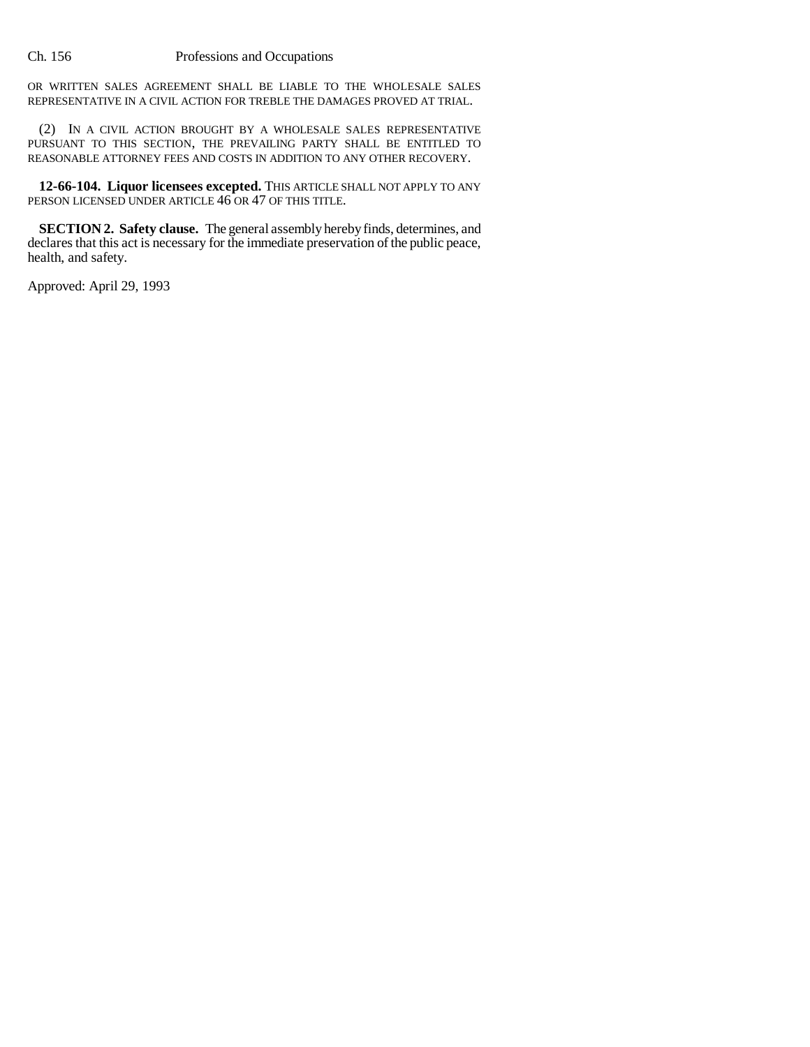OR WRITTEN SALES AGREEMENT SHALL BE LIABLE TO THE WHOLESALE SALES REPRESENTATIVE IN A CIVIL ACTION FOR TREBLE THE DAMAGES PROVED AT TRIAL.

(2) IN A CIVIL ACTION BROUGHT BY A WHOLESALE SALES REPRESENTATIVE PURSUANT TO THIS SECTION, THE PREVAILING PARTY SHALL BE ENTITLED TO REASONABLE ATTORNEY FEES AND COSTS IN ADDITION TO ANY OTHER RECOVERY.

**12-66-104. Liquor licensees excepted.** THIS ARTICLE SHALL NOT APPLY TO ANY PERSON LICENSED UNDER ARTICLE 46 OR 47 OF THIS TITLE.

**SECTION 2. Safety clause.** The general assembly hereby finds, determines, and declares that this act is necessary for the immediate preservation of the public peace, health, and safety.

Approved: April 29, 1993